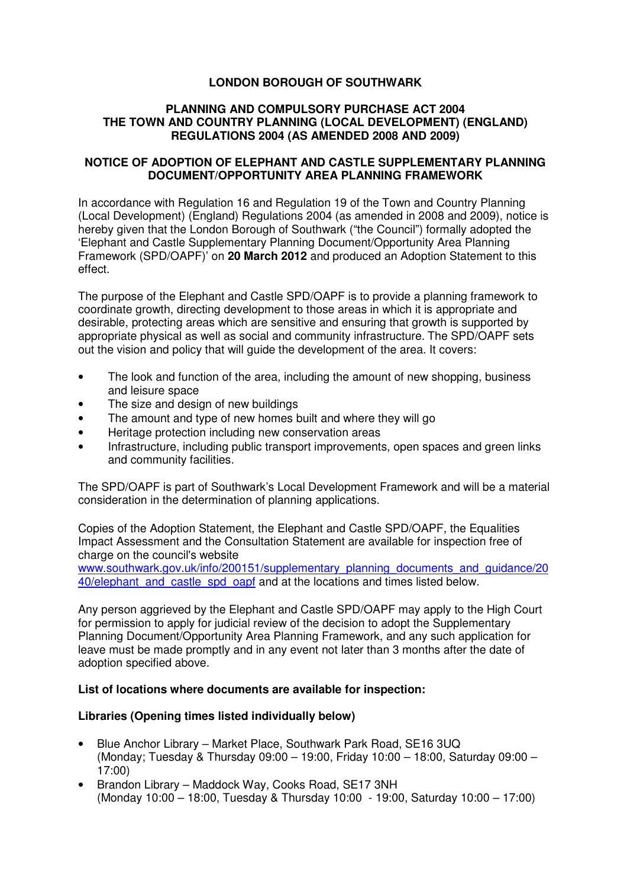# LONDON BOROUGH OF SOUTHWARK

## PLANNING AND COMPULSORY PURCHASE ACT 2004
## THE TOWN AND COUNTRY PLANNING (LOCAL DEVELOPMENT) (ENGLAND) REGULATIONS 2004 (AS AMENDED 2008 AND 2009)

## NOTICE OF ADOPTION OF ELEPHANT AND CASTLE SUPPLEMENTARY PLANNING DOCUMENT/OPPORTUNITY AREA PLANNING FRAMEWORK

In accordance with Regulation 16 and Regulation 19 of the Town and Country Planning (Local Development) (England) Regulations 2004 (as amended in 2008 and 2009), notice is hereby given that the London Borough of Southwark ("the Council") formally adopted the 'Elephant and Castle Supplementary Planning Document/Opportunity Area Planning Framework (SPD/OAPF)' on **20 March 2012** and produced an Adoption Statement to this effect.

The purpose of the Elephant and Castle SPD/OAPF is to provide a planning framework to coordinate growth, directing development to those areas in which it is appropriate and desirable, protecting areas which are sensitive and ensuring that growth is supported by appropriate physical as well as social and community infrastructure. The SPD/OAPF sets out the vision and policy that will guide the development of the area. It covers:

- The look and function of the area, including the amount of new shopping, business and leisure space
- The size and design of new buildings
- The amount and type of new homes built and where they will go
- Heritage protection including new conservation areas
- Infrastructure, including public transport improvements, open spaces and green links and community facilities.

The SPD/OAPF is part of Southwark's Local Development Framework and will be a material consideration in the determination of planning applications.

Copies of the Adoption Statement, the Elephant and Castle SPD/OAPF, the Equalities Impact Assessment and the Consultation Statement are available for inspection free of charge on the council's website www.southwark.gov.uk/info/200151/supplementary_planning_documents_and_guidance/2040/elephant_and_castle_spd_oapf and at the locations and times listed below.

Any person aggrieved by the Elephant and Castle SPD/OAPF may apply to the High Court for permission to apply for judicial review of the decision to adopt the Supplementary Planning Document/Opportunity Area Planning Framework, and any such application for leave must be made promptly and in any event not later than 3 months after the date of adoption specified above.

**List of locations where documents are available for inspection:**

**Libraries (Opening times listed individually below)**

- Blue Anchor Library – Market Place, Southwark Park Road, SE16 3UQ (Monday; Tuesday & Thursday 09:00 – 19:00, Friday 10:00 – 18:00, Saturday 09:00 – 17:00)
- Brandon Library – Maddock Way, Cooks Road, SE17 3NH (Monday 10:00 – 18:00, Tuesday & Thursday 10:00 - 19:00, Saturday 10:00 – 17:00)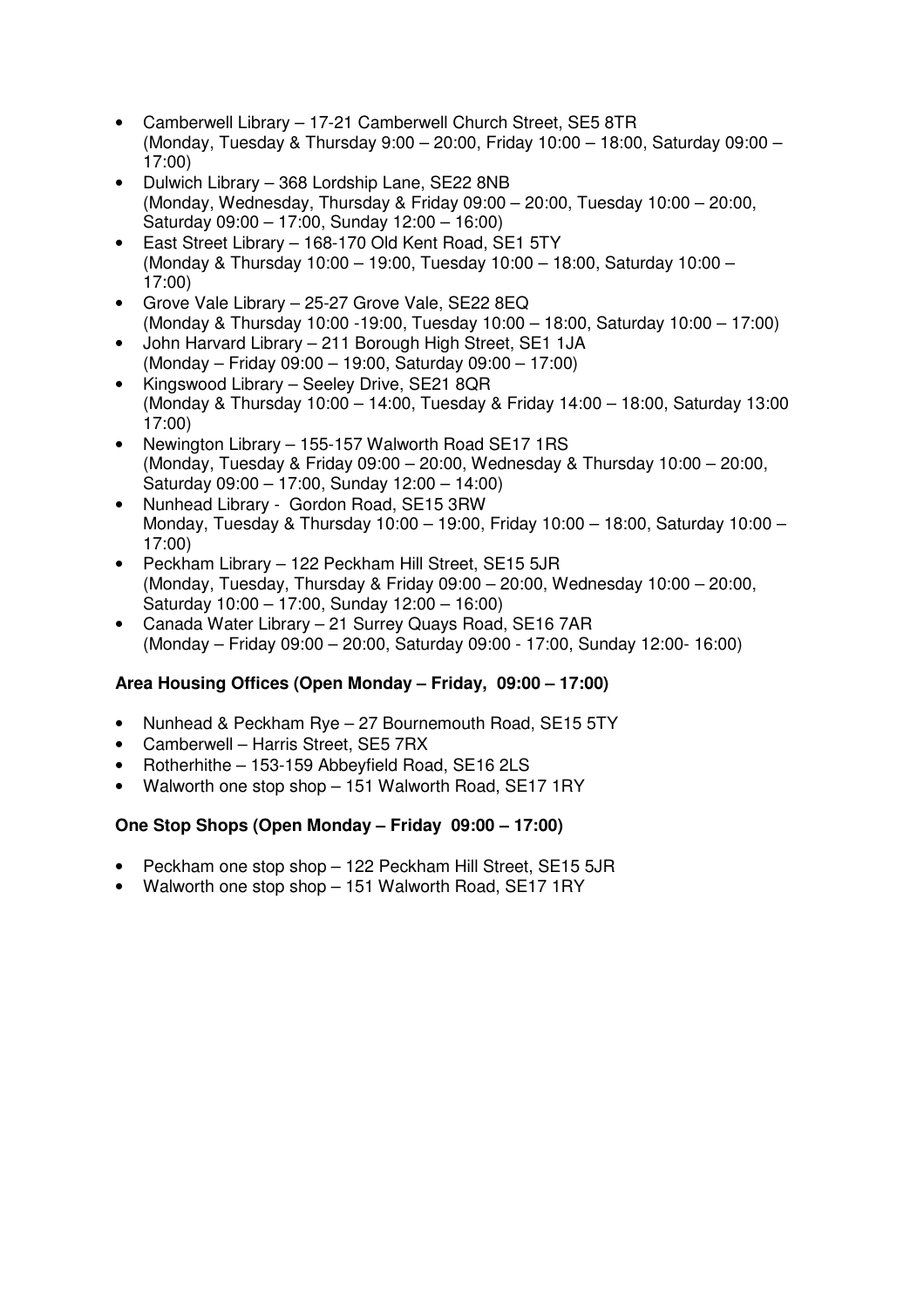- Camberwell Library – 17-21 Camberwell Church Street, SE5 8TR (Monday, Tuesday & Thursday 9:00 – 20:00, Friday 10:00 – 18:00, Saturday 09:00 – 17:00)
- Dulwich Library – 368 Lordship Lane, SE22 8NB (Monday, Wednesday, Thursday & Friday 09:00 – 20:00, Tuesday 10:00 – 20:00, Saturday 09:00 – 17:00, Sunday 12:00 – 16:00)
- East Street Library – 168-170 Old Kent Road, SE1 5TY (Monday & Thursday 10:00 – 19:00, Tuesday 10:00 – 18:00, Saturday 10:00 – 17:00)
- Grove Vale Library – 25-27 Grove Vale, SE22 8EQ (Monday & Thursday 10:00 -19:00, Tuesday 10:00 – 18:00, Saturday 10:00 – 17:00)
- John Harvard Library – 211 Borough High Street, SE1 1JA (Monday – Friday 09:00 – 19:00, Saturday 09:00 – 17:00)
- Kingswood Library – Seeley Drive, SE21 8QR (Monday & Thursday 10:00 – 14:00, Tuesday & Friday 14:00 – 18:00, Saturday 13:00 17:00)
- Newington Library – 155-157 Walworth Road SE17 1RS (Monday, Tuesday & Friday 09:00 – 20:00, Wednesday & Thursday 10:00 – 20:00, Saturday 09:00 – 17:00, Sunday 12:00 – 14:00)
- Nunhead Library - Gordon Road, SE15 3RW Monday, Tuesday & Thursday 10:00 – 19:00, Friday 10:00 – 18:00, Saturday 10:00 – 17:00)
- Peckham Library – 122 Peckham Hill Street, SE15 5JR (Monday, Tuesday, Thursday & Friday 09:00 – 20:00, Wednesday 10:00 – 20:00, Saturday 10:00 – 17:00, Sunday 12:00 – 16:00)
- Canada Water Library – 21 Surrey Quays Road, SE16 7AR (Monday – Friday 09:00 – 20:00, Saturday 09:00 - 17:00, Sunday 12:00- 16:00)

**Area Housing Offices (Open Monday – Friday, 09:00 – 17:00)**

- Nunhead & Peckham Rye – 27 Bournemouth Road, SE15 5TY
- Camberwell – Harris Street, SE5 7RX
- Rotherhithe – 153-159 Abbeyfield Road, SE16 2LS
- Walworth one stop shop – 151 Walworth Road, SE17 1RY

**One Stop Shops (Open Monday – Friday 09:00 – 17:00)**

- Peckham one stop shop – 122 Peckham Hill Street, SE15 5JR
- Walworth one stop shop – 151 Walworth Road, SE17 1RY